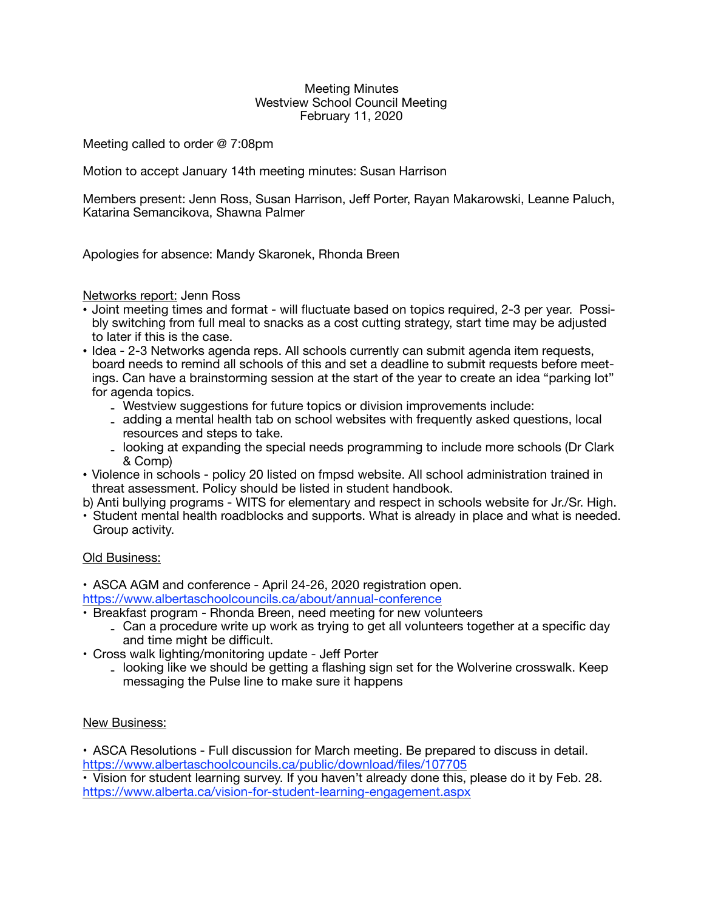# Meeting Minutes
## Westview School Council Meeting
### February 11, 2020

Meeting called to order @ 7:08pm

Motion to accept January 14th meeting minutes: Susan Harrison

Members present: Jenn Ross, Susan Harrison, Jeff Porter, Rayan Makarowski, Leanne Paluch, Katarina Semancikova, Shawna Palmer

Apologies for absence: Mandy Skaronek, Rhonda Breen

<u>Networks report:</u> Jenn Ross

- Joint meeting times and format - will fluctuate based on topics required, 2-3 per year. Possibly switching from full meal to snacks as a cost cutting strategy, start time may be adjusted to later if this is the case.
- Idea - 2-3 Networks agenda reps. All schools currently can submit agenda item requests, board needs to remind all schools of this and set a deadline to submit requests before meetings. Can have a brainstorming session at the start of the year to create an idea "parking lot" for agenda topics.
  - Westview suggestions for future topics or division improvements include:
  - adding a mental health tab on school websites with frequently asked questions, local resources and steps to take.
  - looking at expanding the special needs programming to include more schools (Dr Clark & Comp)
- Violence in schools - policy 20 listed on fmpsd website. All school administration trained in threat assessment. Policy should be listed in student handbook.

b) Anti bullying programs - WITS for elementary and respect in schools website for Jr./Sr. High.

- Student mental health roadblocks and supports. What is already in place and what is needed. Group activity.

<u>Old Business:</u>

- ASCA AGM and conference - April 24-26, 2020 registration open.

https://www.albertaschoolcouncils.ca/about/annual-conference

- Breakfast program - Rhonda Breen, need meeting for new volunteers
  - Can a procedure write up work as trying to get all volunteers together at a specific day and time might be difficult.
- Cross walk lighting/monitoring update - Jeff Porter
  - looking like we should be getting a flashing sign set for the Wolverine crosswalk. Keep messaging the Pulse line to make sure it happens

<u>New Business:</u>

- ASCA Resolutions - Full discussion for March meeting. Be prepared to discuss in detail.

https://www.albertaschoolcouncils.ca/public/download/files/107705

- Vision for student learning survey. If you haven't already done this, please do it by Feb. 28.

https://www.alberta.ca/vision-for-student-learning-engagement.aspx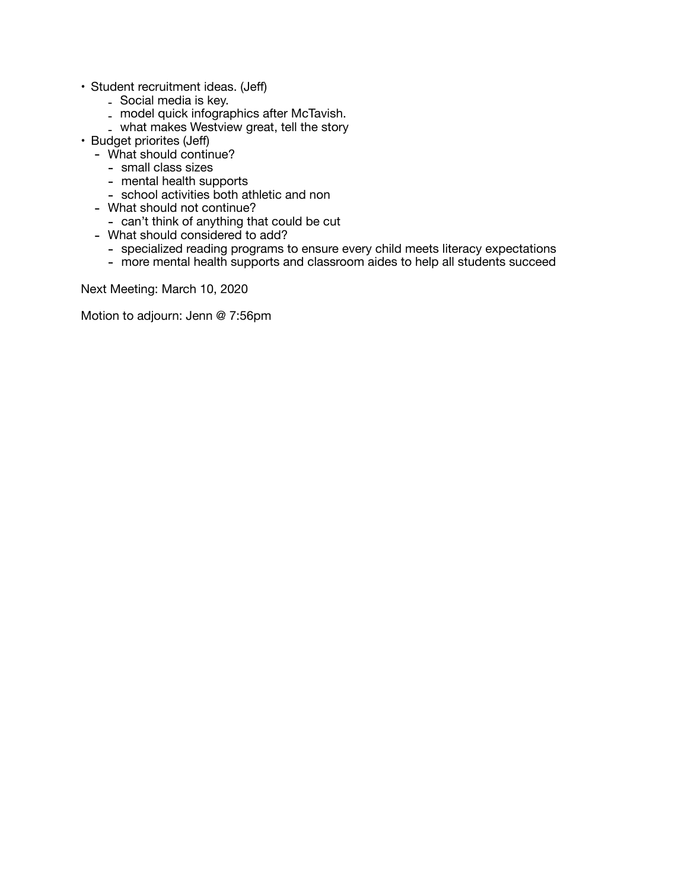- Student recruitment ideas. (Jeff)
    - Social media is key.
    - model quick infographics after McTavish.
    - what makes Westview great, tell the story
- Budget priorites (Jeff)
    - What should continue?
        - small class sizes
        - mental health supports
        - school activities both athletic and non
    - What should not continue?
        - can't think of anything that could be cut
    - What should considered to add?
        - specialized reading programs to ensure every child meets literacy expectations
        - more mental health supports and classroom aides to help all students succeed

Next Meeting: March 10, 2020

Motion to adjourn: Jenn @ 7:56pm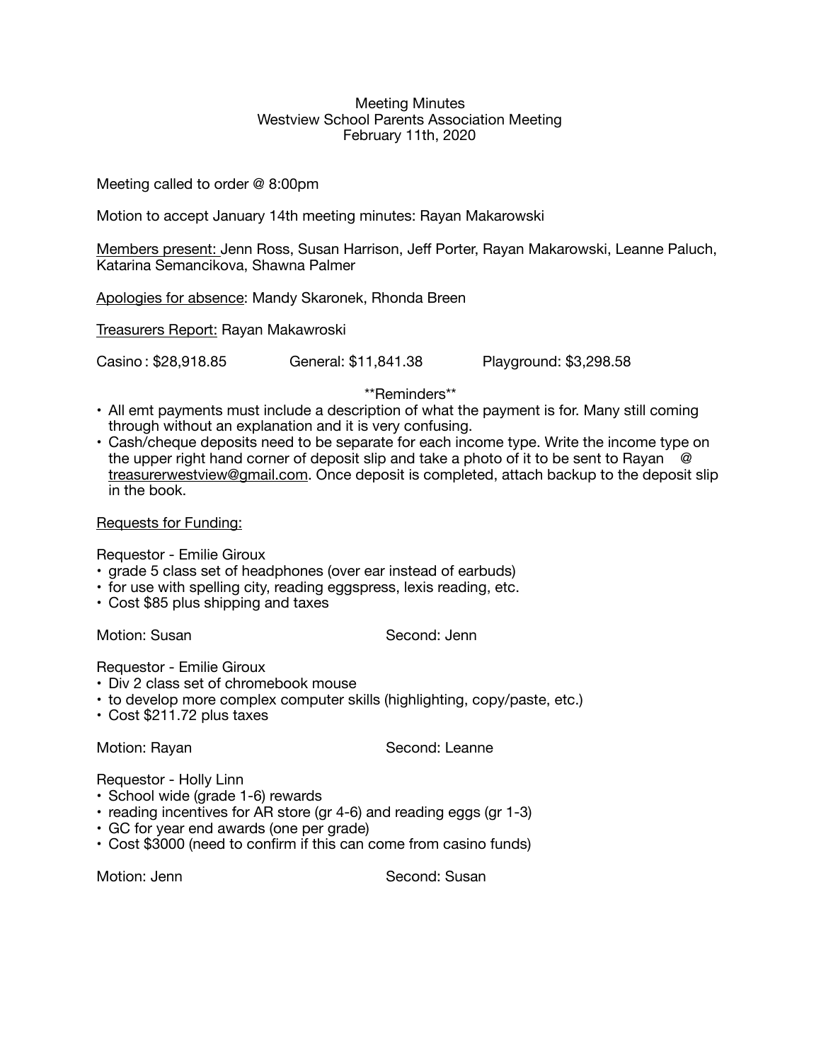Meeting Minutes
Westview School Parents Association Meeting
February 11th, 2020

Meeting called to order @ 8:00pm

Motion to accept January 14th meeting minutes: Rayan Makarowski

<u>Members present:</u> Jenn Ross, Susan Harrison, Jeff Porter, Rayan Makarowski, Leanne Paluch, Katarina Semancikova, Shawna Palmer

<u>Apologies for absence</u>: Mandy Skaronek, Rhonda Breen

<u>Treasurers Report:</u> Rayan Makawroski

Casino : $28,918.85 General: $11,841.38 Playground: $3,298.58

**Reminders**

- All emt payments must include a description of what the payment is for. Many still coming through without an explanation and it is very confusing.
- Cash/cheque deposits need to be separate for each income type. Write the income type on the upper right hand corner of deposit slip and take a photo of it to be sent to Rayan @ treasurerwestview@gmail.com. Once deposit is completed, attach backup to the deposit slip in the book.

<u>Requests for Funding:</u>

Requestor - Emilie Giroux

- grade 5 class set of headphones (over ear instead of earbuds)
- for use with spelling city, reading eggspress, lexis reading, etc.
- Cost $85 plus shipping and taxes

Motion: Susan Second: Jenn

Requestor - Emilie Giroux

- Div 2 class set of chromebook mouse
- to develop more complex computer skills (highlighting, copy/paste, etc.)
- Cost $211.72 plus taxes

Motion: Rayan Second: Leanne

Requestor - Holly Linn

- School wide (grade 1-6) rewards
- reading incentives for AR store (gr 4-6) and reading eggs (gr 1-3)
- GC for year end awards (one per grade)
- Cost $3000 (need to confirm if this can come from casino funds)

Motion: Jenn Second: Susan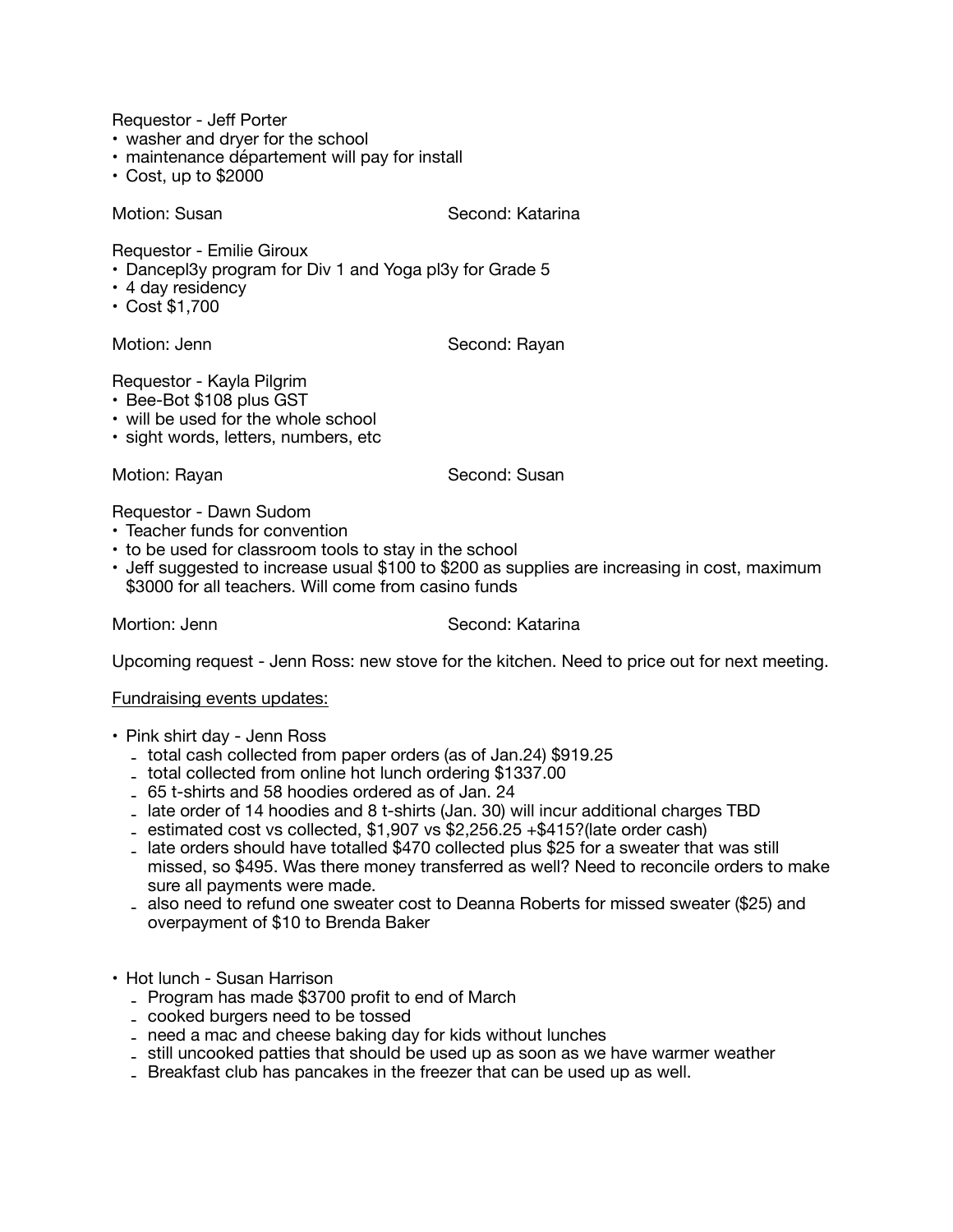Requestor - Jeff Porter

- washer and dryer for the school
- maintenance départment will pay for install
- Cost, up to $2000

Motion: Susan Second: Katarina

Requestor - Emilie Giroux

- Dancepl3y program for Div 1 and Yoga pl3y for Grade 5
- 4 day residency
- Cost $1,700

Motion: Jenn Second: Rayan

Requestor - Kayla Pilgrim

- Bee-Bot $108 plus GST
- will be used for the whole school
- sight words, letters, numbers, etc

Motion: Rayan Second: Susan

Requestor - Dawn Sudom

- Teacher funds for convention
- to be used for classroom tools to stay in the school
- Jeff suggested to increase usual $100 to $200 as supplies are increasing in cost, maximum $3000 for all teachers. Will come from casino funds

Mortion: Jenn Second: Katarina

Upcoming request - Jenn Ross: new stove for the kitchen. Need to price out for next meeting.

<u>Fundraising events updates:</u>

- Pink shirt day - Jenn Ross
  - total cash collected from paper orders (as of Jan.24) $919.25
  - total collected from online hot lunch ordering $1337.00
  - 65 t-shirts and 58 hoodies ordered as of Jan. 24
  - late order of 14 hoodies and 8 t-shirts (Jan. 30) will incur additional charges TBD
  - estimated cost vs collected, $1,907 vs $2,256.25 +$415?(late order cash)
  - late orders should have totalled $470 collected plus $25 for a sweater that was still missed, so $495. Was there money transferred as well? Need to reconcile orders to make sure all payments were made.
  - also need to refund one sweater cost to Deanna Roberts for missed sweater ($25) and overpayment of $10 to Brenda Baker

- Hot lunch - Susan Harrison
  - Program has made $3700 profit to end of March
  - cooked burgers need to be tossed
  - need a mac and cheese baking day for kids without lunches
  - still uncooked patties that should be used up as soon as we have warmer weather
  - Breakfast club has pancakes in the freezer that can be used up as well.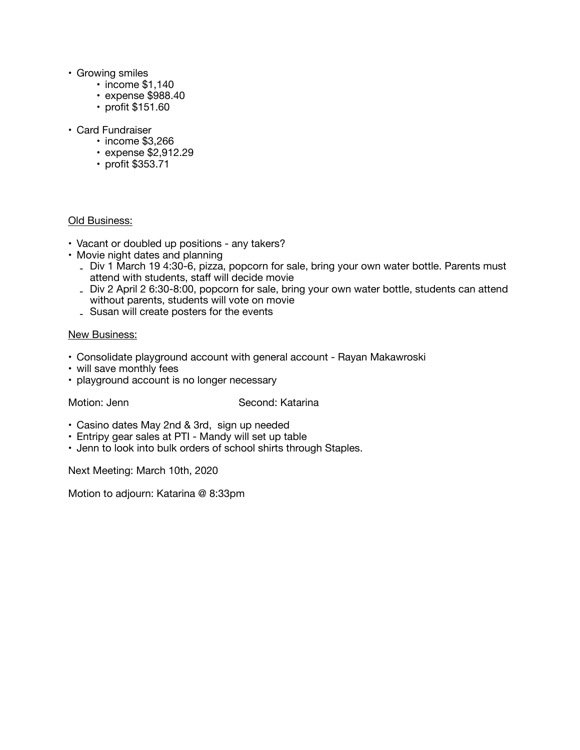- Growing smiles
  - income $1,140
  - expense $988.40
  - profit $151.60

- Card Fundraiser
  - income $3,266
  - expense $2,912.29
  - profit $353.71

<u>Old Business:</u>

- Vacant or doubled up positions - any takers?
- Movie night dates and planning
  - Div 1 March 19 4:30-6, pizza, popcorn for sale, bring your own water bottle. Parents must attend with students, staff will decide movie
  - Div 2 April 2 6:30-8:00, popcorn for sale, bring your own water bottle, students can attend without parents, students will vote on movie
  - Susan will create posters for the events

<u>New Business:</u>

- Consolidate playground account with general account - Rayan Makawroski
- will save monthly fees
- playground account is no longer necessary

Motion: Jenn Second: Katarina

- Casino dates May 2nd & 3rd, sign up needed
- Entripy gear sales at PTI - Mandy will set up table
- Jenn to look into bulk orders of school shirts through Staples.

Next Meeting: March 10th, 2020

Motion to adjourn: Katarina @ 8:33pm